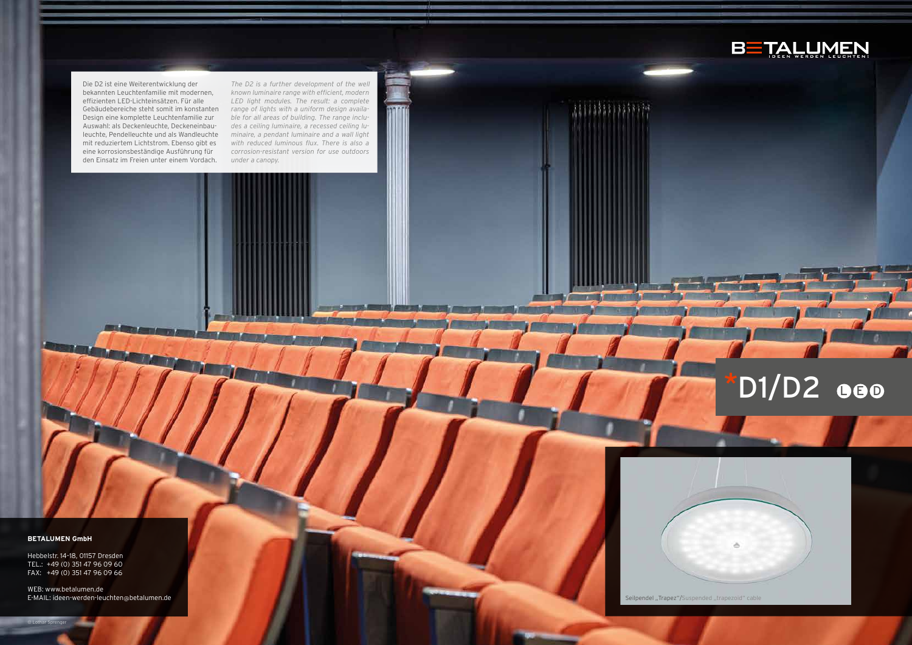BETALUMEN
IDEEN WERDEN LEUCHTEN!

# *D1/D2 LED

Die D2 ist eine Weiterentwicklung der bekannten Leuchtenfamilie mit modernen, effizienten LED-Lichteinsätzen. Für alle Gebäudebereiche steht somit im konstanten Design eine komplette Leuchtenfamilie zur Auswahl: als Deckenleuchte, Deckeneinbauleuchte, Pendelleuchte und als Wandleuchte mit reduziertem Lichtstrom. Ebenso gibt es eine korrosionsbeständige Ausführung für den Einsatz im Freien unter einem Vordach.

*The D2 is a further development of the well known luminaire range with efficient, modern LED light modules. The result: a complete range of lights with a uniform design available for all areas of building. The range includes a ceiling luminaire, a recessed ceiling luminaire, a pendant luminaire and a wall light with reduced luminous flux. There is also a corrosion-resistant version for use outdoors under a canopy.*

Seilpendel „Trapez"/Suspended „trapezoid" cable

**BETALUMEN GmbH**

Hebbelstr. 14-18, 01157 Dresden
TEL.: +49 (0) 351 47 96 09 60
FAX: +49 (0) 351 47 96 09 66

WEB: www.betalumen.de
E-MAIL: ideen-werden-leuchten@betalumen.de

© Lothar Sprenger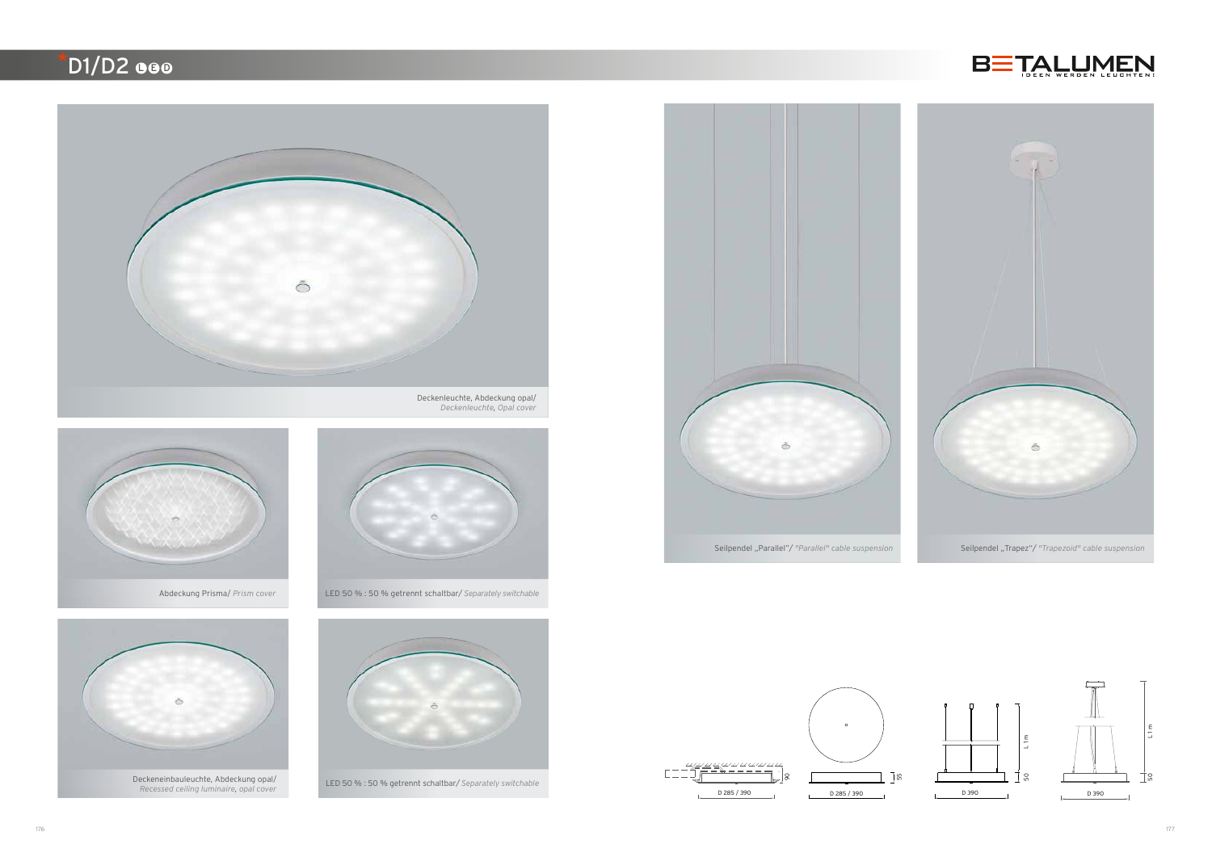# *D1/D2 LED

BETALUMEN
IDEEN WERDEN LEUCHTEN!

Deckenleuchte, Abdeckung opal/
*Deckenleuchte, Opal cover*

Abdeckung Prisma/ *Prism cover*

LED 50 % : 50 % getrennt schaltbar/ *Separately switchable*

Deckeneinbauleuchte, Abdeckung opal/
*Recessed ceiling luminaire, opal cover*

LED 50 % : 50 % getrennt schaltbar/ *Separately switchable*

Seilpendel „Parallel"/ *"Parallel" cable suspension*

Seilpendel „Trapez"/ *"Trapezoid" cable suspension*

D 285 / 390 | 90

D 285 / 390 | 55

D 390 | L 1 m | 50

D 390 | L 1 m | 50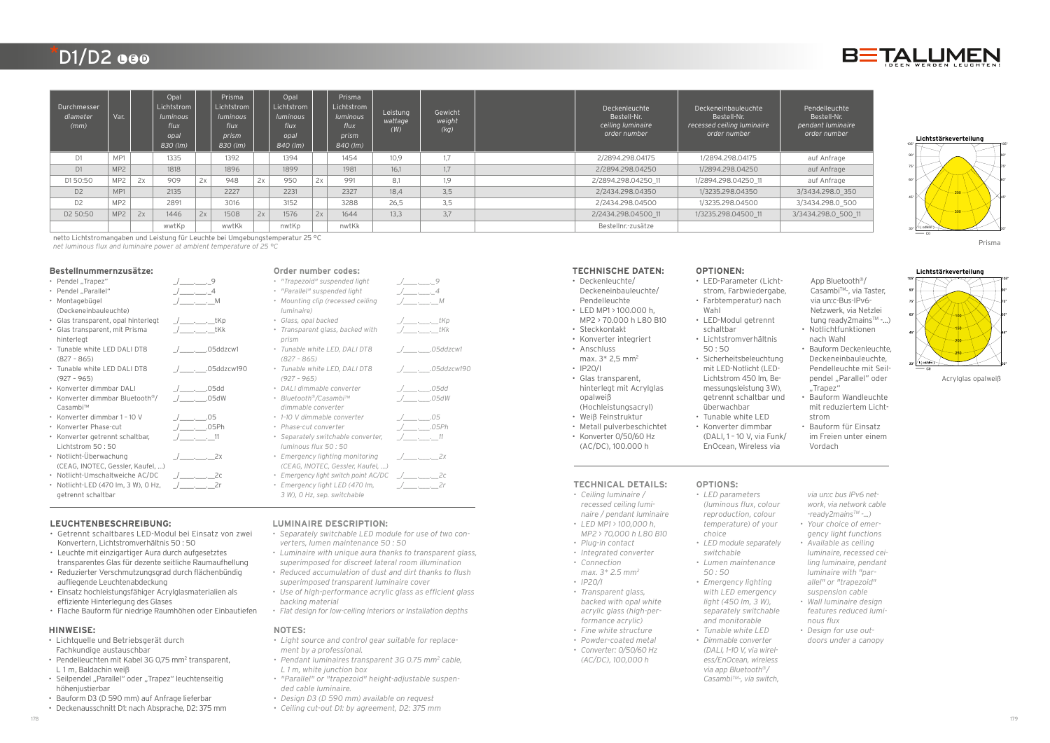# *D1/D2 LED

BETALUMEN
IDEEN WERDEN LEUCHTEN!

| Durchmesser *diameter* (mm) | Var. | | Opal Lichtstrom *luminous flux opal* 830 (lm) | | Prisma Lichtstrom *luminous flux prism* 830 (lm) | | Opal Lichtstrom *luminous flux opal* 840 (lm) | | Prisma Lichtstrom *luminous flux prism* 840 (lm) | Leistung *wattage* (W) | Gewicht *weight* (kg) | | Deckenleuchte Bestell-Nr. *ceiling luminaire order number* | Deckeneinbauleuchte Bestell-Nr. *recessed ceiling luminaire order number* | Pendelleuchte Bestell-Nr. *pendant luminaire order number* |
|---|---|---|---|---|---|---|---|---|---|---|---|---|---|---|---|
| D1 | MP1 | | 1335 | | 1392 | | 1394 | | 1454 | 10,9 | 1,7 | | 2/2894.298.04175 | 1/2894.298.04175 | auf Anfrage |
| D1 | MP2 | | 1818 | | 1896 | | 1899 | | 1981 | 16,1 | 1,7 | | 2/2894.298.04250 | 1/2894.298.04250 | auf Anfrage |
| D1 50:50 | MP2 | 2x | 909 | 2x | 948 | 2x | 950 | 2x | 991 | 8,1 | 1,9 | | 2/2894.298.04250_11 | 1/2894.298.04250_11 | auf Anfrage |
| D2 | MP1 | | 2135 | | 2227 | | 2231 | | 2327 | 18,4 | 3,5 | | 2/2434.298.04350 | 1/3235.298.04350 | 3/3434.298.0_350 |
| D2 | MP2 | | 2891 | | 3016 | | 3152 | | 3288 | 26,5 | 3,5 | | 2/2434.298.04500 | 1/3235.298.04500 | 3/3434.298.0_500 |
| D2 50:50 | MP2 | 2x | 1446 | 2x | 1508 | 2x | 1576 | 2x | 1644 | 13,3 | 3,7 | | 2/2434.298.04500_11 | 1/3235.298.04500_11 | 3/3434.298.0_500_11 |
| | | | wwtKp | | wwtKk | | nwtKp | | nwtKk | | | | Bestellnr.-zusätze | | |

netto Lichtstromangaben und Leistung für Leuchte bei Umgebungstemperatur 25 °C
*net luminous flux and luminaire power at ambient temperature of 25 °C*

Lichtstärkeverteilung
Prisma

Lichtstärkeverteilung
Acrylglas opalweiß

### Bestellnummernzusätze:

- Pendel „Trapez" _/___.___.9
- Pendel „Parallel" _/___.___.4
- Montagebügel (Deckeneinbauleuchte) _/___.___.__M
- Glas transparent, opal hinterlegt _/___.___.__tKp
- Glas transparent, mit Prisma hinterlegt _/___.___.__tKk
- Tunable white LED DALI DT8 (827 - 865) _/___.___.05ddzcw1
- Tunable white LED DALI DT8 (927 - 965) _/___.___.05ddzcw190
- Konverter dimmbar DALI _/___.___.05dd
- Konverter dimmbar Bluetooth®/Casambi™ _/___.___.05dW
- Konverter dimmbar 1 – 10 V _/___.___.05
- Konverter Phase-cut _/___.___.05Ph
- Konverter getrennt schaltbar, Lichtstrom 50 : 50 _/___.___.__11
- Notlicht-Überwachung (CEAG, INOTEC, Gessler, Kaufel, ...) _/___.___.__2x
- Notlicht-Umschaltweiche AC/DC _/___.___.__2c
- Notlicht-LED (470 lm, 3 W), 0 Hz, getrennt schaltbar _/___.___.__2r

### Order number codes:

- *"Trapezoid" suspended light* _/___.___.9
- *"Parallel" suspended light* _/___.___.4
- *Mounting clip (recessed ceiling luminaire)* _/___.___.__M
- *Glass, opal backed* _/___.___.__tKp
- *Transparent glass, backed with prism* _/___.___.__tKk
- *Tunable white LED, DALI DT8 (827 - 865)* _/___.___.05ddzcw1
- *Tunable white LED, DALI DT8 (927 - 965)* _/___.___.05ddzcw190
- *DALI dimmable converter* _/___.___.05dd
- *Bluetooth®/Casambi™ dimmable converter* _/___.___.05dW
- *1-10 V dimmable converter* _/___.___.05
- *Phase-cut converter* _/___.___.05Ph
- *Separately switchable converter, luminous flux 50 : 50* _/___.___.__11
- *Emergency lighting monitoring (CEAG, INOTEC, Gessler, Kaufel, ...)* _/___.___.__2x
- *Emergency light switch point AC/DC* _/___.___.__2c
- *Emergency light LED (470 lm, 3 W), 0 Hz, sep. switchable* _/___.___.__2r

### LEUCHTENBESCHREIBUNG:

- Getrennt schaltbares LED-Modul bei Einsatz von zwei Konvertern, Lichtstromverhältnis 50 : 50
- Leuchte mit einzigartiger Aura durch aufgesetztes transparentes Glas für dezente seitliche Raumaufhellung
- Reduzierter Verschmutzungsgrad durch flächenbündig aufliegende Leuchtenabdeckung
- Einsatz hochleistungsfähiger Acrylglasmaterialien als effiziente Hinterlegung des Glases
- Flache Bauform für niedrige Raumhöhen oder Einbautiefen

### LUMINAIRE DESCRIPTION:

- *Separately switchable LED module for use of two converters, lumen maintenance 50 : 50*
- *Luminaire with unique aura thanks to transparent glass, superimposed for discreet lateral room illumination*
- *Reduced accumulation of dust and dirt thanks to flush superimposed transparent luminaire cover*
- *Use of high-performance acrylic glass as efficient glass backing material*
- *Flat design for low-ceiling interiors or Installation depths*

### HINWEISE:

- Lichtquelle und Betriebsgerät durch Fachkundige austauschbar
- Pendelleuchten mit Kabel 3G 0,75 mm² transparent, L 1 m, Baldachin weiß
- Seilpendel „Parallel" oder „Trapez" leuchtenseitig höhenjustierbar
- Bauform D3 (D 590 mm) auf Anfrage lieferbar
- Deckenausschnitt D1: nach Absprache, D2: 375 mm

### NOTES:

- *Light source and control gear suitable for replacement by a professional.*
- *Pendant luminaires transparent 3G 0.75 mm² cable, L 1 m, white junction box*
- *"Parallel" or "trapezoid" height-adjustable suspended cable luminaire.*
- *Design D3 (D 590 mm) available on request*
- *Ceiling cut-out D1: by agreement, D2: 375 mm*

### TECHNISCHE DATEN:

- Deckenleuchte/ Deckeneinbauleuchte/ Pendelleuchte
- LED MP1 > 100.000 h, MP2 > 70.000 h L80 B10
- Steckkontakt
- Konverter integriert
- Anschluss max. 3* 2,5 mm²
- IP20/I
- Glas transparent, hinterlegt mit Acrylglas opalweiß (Hochleistungsacryl)
- Weiß Feinstruktur
- Metall pulverbeschichtet
- Konverter 0/50/60 Hz (AC/DC), 100.000 h

### OPTIONEN:

- LED-Parameter (Lichtstrom, Farbwiedergabe, Farbtemperatur) nach Wahl
- LED-Modul getrennt schaltbar
- Lichtstromverhältnis 50 : 50
- Sicherheitsbeleuchtung mit LED-Notlicht (LED-Lichtstrom 450 lm, Bemessungsleistung 3 W), getrennt schaltbar und überwachbar
- Tunable white LED
- Konverter dimmbar (DALI, 1 – 10 V, via Funk/ EnOcean, Wireless via App Bluetooth®/ Casambi™-, via Taster, via un:c-Bus-IPv6-Netzwerk, via Netzlei tung ready2mains™ -...)
- Notlichtfunktionen nach Wahl
- Bauform Deckenleuchte, Deckeneinbauleuchte, Pendelleuchte mit Seilpendel „Parallel" oder „Trapez"
- Bauform Wandleuchte mit reduziertem Lichtstrom
- Bauform für Einsatz im Freien unter einem Vordach

### TECHNICAL DETAILS:

- *Ceiling luminaire / recessed ceiling luminaire / pendant luminaire*
- *LED MP1 > 100,000 h, MP2 > 70,000 h L80 B10*
- *Plug-in contact*
- *Integrated converter*
- *Connection max. 3* 2.5 mm²*
- *IP20/I*
- *Transparent glass, backed with opal white acrylic glass (high-performance acrylic)*
- *Fine white structure*
- *Powder-coated metal*
- *Converter: 0/50/60 Hz (AC/DC), 100,000 h*

### OPTIONS:

- *LED parameters (luminous flux, colour reproduction, colour temperature) of your choice*
- *LED module separately switchable*
- *Lumen maintenance 50 : 50*
- *Emergency lighting with LED emergency light (450 lm, 3 W), separately switchable and monitorable*
- *Tunable white LED*
- *Dimmable converter (DALI, 1-10 V, via wireless/EnOcean, wireless via app Bluetooth®/ Casambi™-, via switch, via un:c bus IPv6 network, via network cable -ready2mains™ -...)*
- *Your choice of emergency light functions*
- *Available as ceiling luminaire, recessed ceiling luminaire, pendant luminaire with "parallel" or "trapezoid" suspension cable*
- *Wall luminaire design features reduced luminous flux*
- *Design for use outdoors under a canopy*